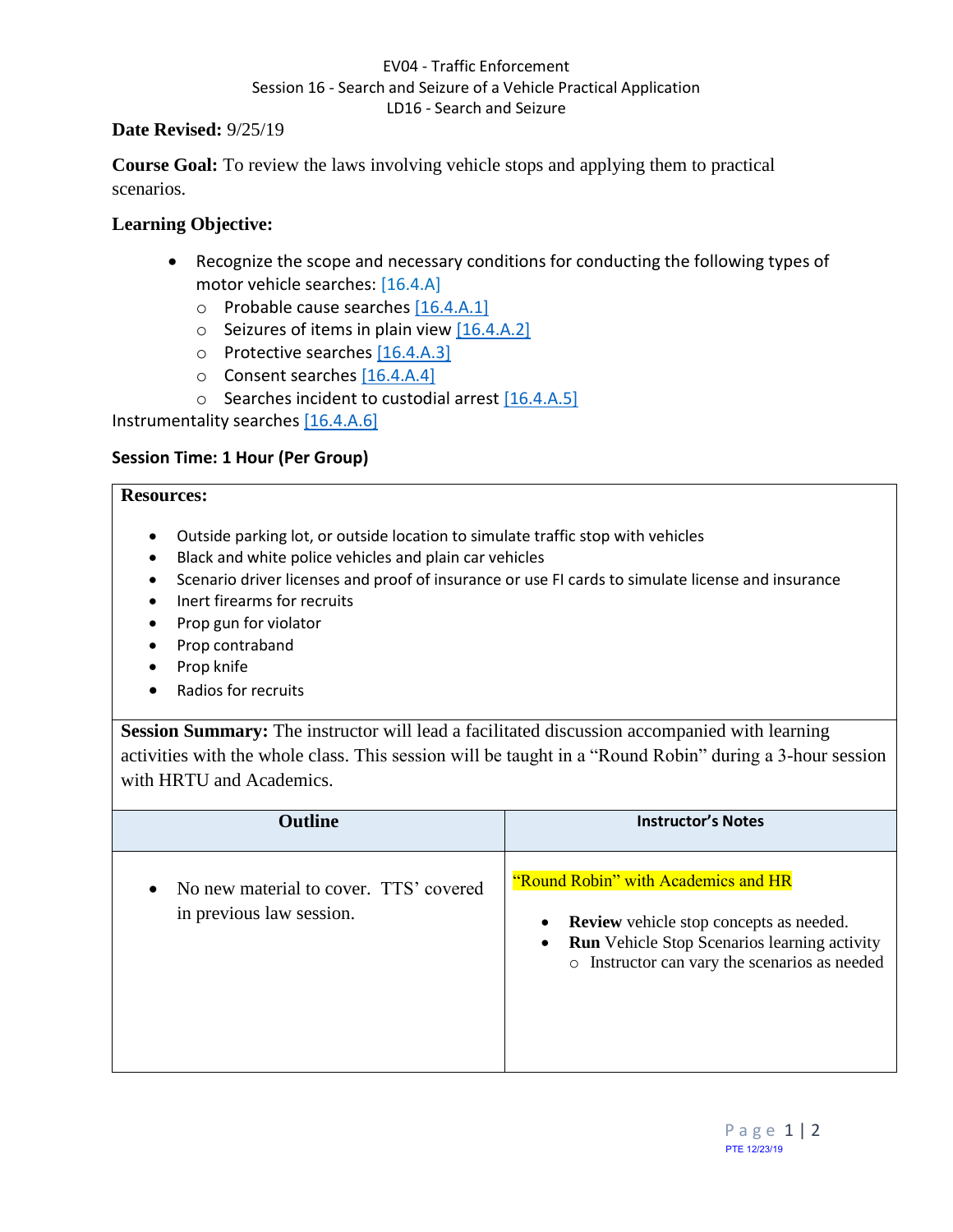EV04 - Traffic Enforcement
Session 16 - Search and Seizure of a Vehicle Practical Application
LD16 - Search and Seizure

**Date Revised:** 9/25/19

**Course Goal:** To review the laws involving vehicle stops and applying them to practical scenarios.

### Learning Objective:

- Recognize the scope and necessary conditions for conducting the following types of motor vehicle searches: [16.4.A]
  - Probable cause searches [16.4.A.1]
  - Seizures of items in plain view [16.4.A.2]
  - Protective searches [16.4.A.3]
  - Consent searches [16.4.A.4]
  - Searches incident to custodial arrest [16.4.A.5]

Instrumentality searches [16.4.A.6]

**Session Time: 1 Hour (Per Group)**

**Resources:**

- Outside parking lot, or outside location to simulate traffic stop with vehicles
- Black and white police vehicles and plain car vehicles
- Scenario driver licenses and proof of insurance or use FI cards to simulate license and insurance
- Inert firearms for recruits
- Prop gun for violator
- Prop contraband
- Prop knife
- Radios for recruits

**Session Summary:** The instructor will lead a facilitated discussion accompanied with learning activities with the whole class. This session will be taught in a "Round Robin" during a 3-hour session with HRTU and Academics.

| Outline | Instructor's Notes |
| --- | --- |
| • No new material to cover. TTS' covered in previous law session. | "Round Robin" with Academics and HR<br>• **Review** vehicle stop concepts as needed.<br>• **Run** Vehicle Stop Scenarios learning activity<br>  ○ Instructor can vary the scenarios as needed |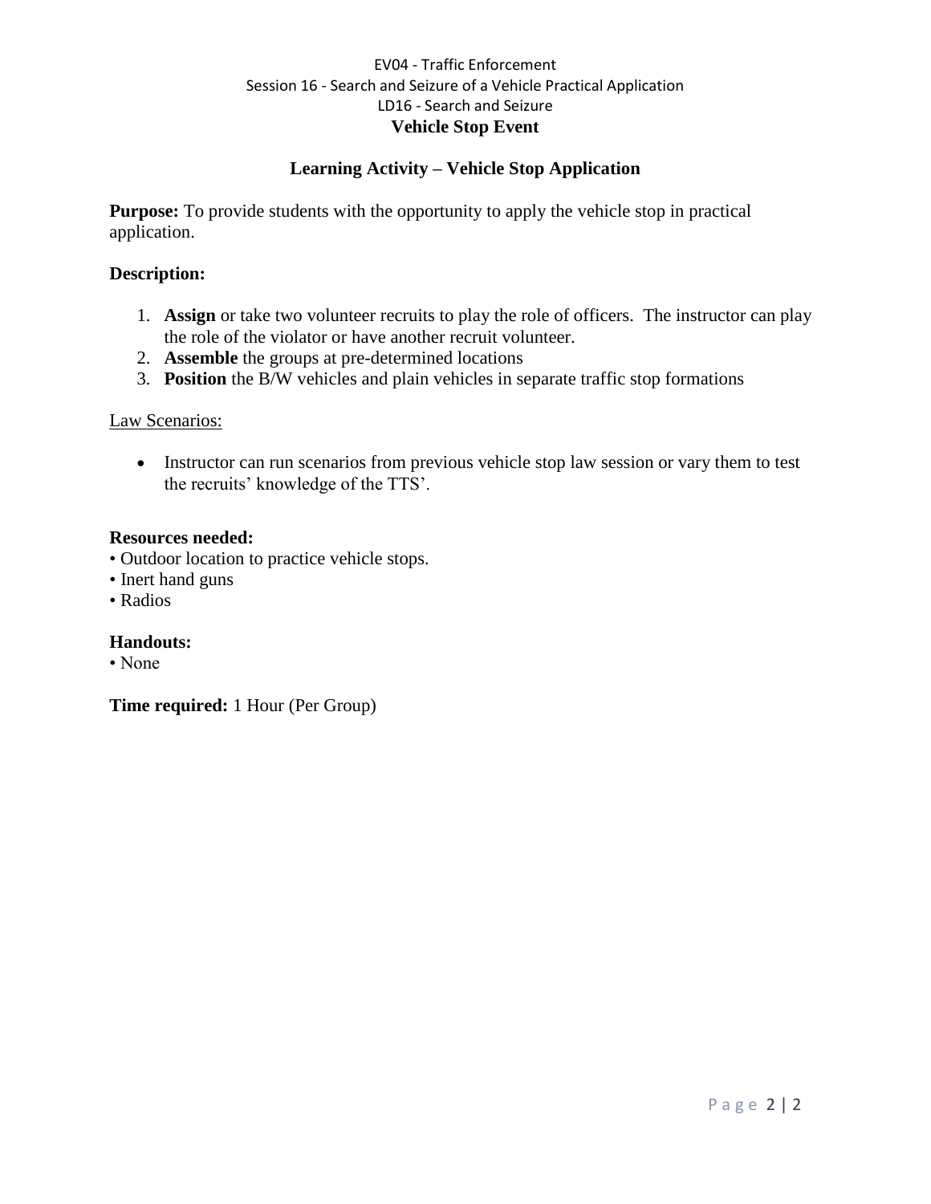EV04 - Traffic Enforcement

Session 16 - Search and Seizure of a Vehicle Practical Application

LD16 - Search and Seizure

**Vehicle Stop Event**

## Learning Activity – Vehicle Stop Application

**Purpose:** To provide students with the opportunity to apply the vehicle stop in practical application.

**Description:**

1. **Assign** or take two volunteer recruits to play the role of officers. The instructor can play the role of the violator or have another recruit volunteer.
2. **Assemble** the groups at pre-determined locations
3. **Position** the B/W vehicles and plain vehicles in separate traffic stop formations

Law Scenarios:

- Instructor can run scenarios from previous vehicle stop law session or vary them to test the recruits' knowledge of the TTS'.

**Resources needed:**
- Outdoor location to practice vehicle stops.
- Inert hand guns
- Radios

**Handouts:**
- None

**Time required:** 1 Hour (Per Group)